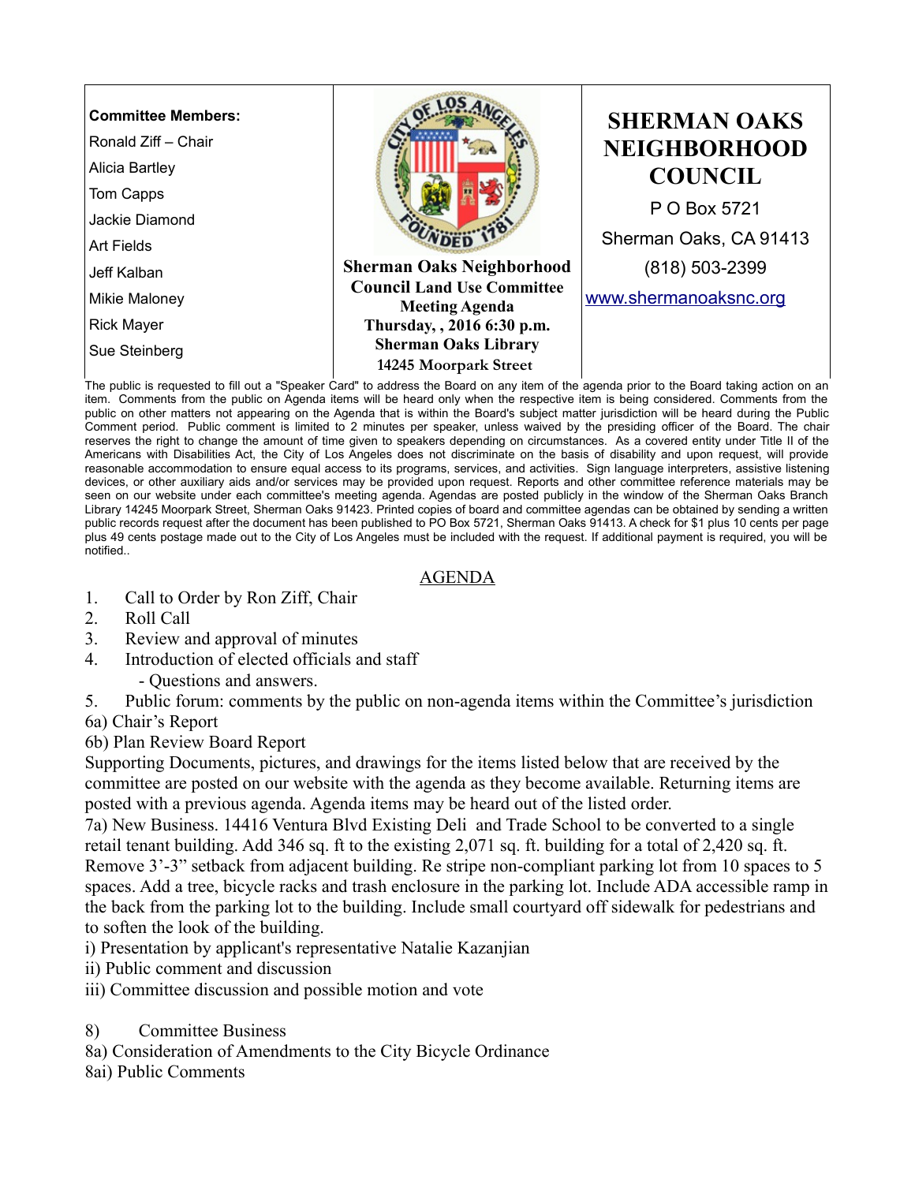**Committee Members:**

Ronald Ziff – Chair
Alicia Bartley
Tom Capps
Jackie Diamond
Art Fields
Jeff Kalban
Mikie Maloney
Rick Mayer
Sue Steinberg

**Sherman Oaks Neighborhood Council Land Use Committee Meeting Agenda**
**Thursday, , 2016 6:30 p.m.**
**Sherman Oaks Library**
**14245 Moorpark Street**

# SHERMAN OAKS NEIGHBORHOOD COUNCIL

P O Box 5721
Sherman Oaks, CA 91413
(818) 503-2399
www.shermanoaksnc.org

The public is requested to fill out a "Speaker Card" to address the Board on any item of the agenda prior to the Board taking action on an item. Comments from the public on Agenda items will be heard only when the respective item is being considered. Comments from the public on other matters not appearing on the Agenda that is within the Board's subject matter jurisdiction will be heard during the Public Comment period. Public comment is limited to 2 minutes per speaker, unless waived by the presiding officer of the Board. The chair reserves the right to change the amount of time given to speakers depending on circumstances. As a covered entity under Title II of the Americans with Disabilities Act, the City of Los Angeles does not discriminate on the basis of disability and upon request, will provide reasonable accommodation to ensure equal access to its programs, services, and activities. Sign language interpreters, assistive listening devices, or other auxiliary aids and/or services may be provided upon request. Reports and other committee reference materials may be seen on our website under each committee's meeting agenda. Agendas are posted publicly in the window of the Sherman Oaks Branch Library 14245 Moorpark Street, Sherman Oaks 91423. Printed copies of board and committee agendas can be obtained by sending a written public records request after the document has been published to PO Box 5721, Sherman Oaks 91413. A check for $1 plus 10 cents per page plus 49 cents postage made out to the City of Los Angeles must be included with the request. If additional payment is required, you will be notified..

## AGENDA

1. Call to Order by Ron Ziff, Chair
2. Roll Call
3. Review and approval of minutes
4. Introduction of elected officials and staff
   - Questions and answers.
5. Public forum: comments by the public on non-agenda items within the Committee's jurisdiction

6a) Chair's Report

6b) Plan Review Board Report

Supporting Documents, pictures, and drawings for the items listed below that are received by the committee are posted on our website with the agenda as they become available. Returning items are posted with a previous agenda. Agenda items may be heard out of the listed order.

7a) New Business. 14416 Ventura Blvd Existing Deli and Trade School to be converted to a single retail tenant building. Add 346 sq. ft to the existing 2,071 sq. ft. building for a total of 2,420 sq. ft. Remove 3'-3" setback from adjacent building. Re stripe non-compliant parking lot from 10 spaces to 5 spaces. Add a tree, bicycle racks and trash enclosure in the parking lot. Include ADA accessible ramp in the back from the parking lot to the building. Include small courtyard off sidewalk for pedestrians and to soften the look of the building.

i) Presentation by applicant's representative Natalie Kazanjian

ii) Public comment and discussion

iii) Committee discussion and possible motion and vote

8) Committee Business

8a) Consideration of Amendments to the City Bicycle Ordinance

8ai) Public Comments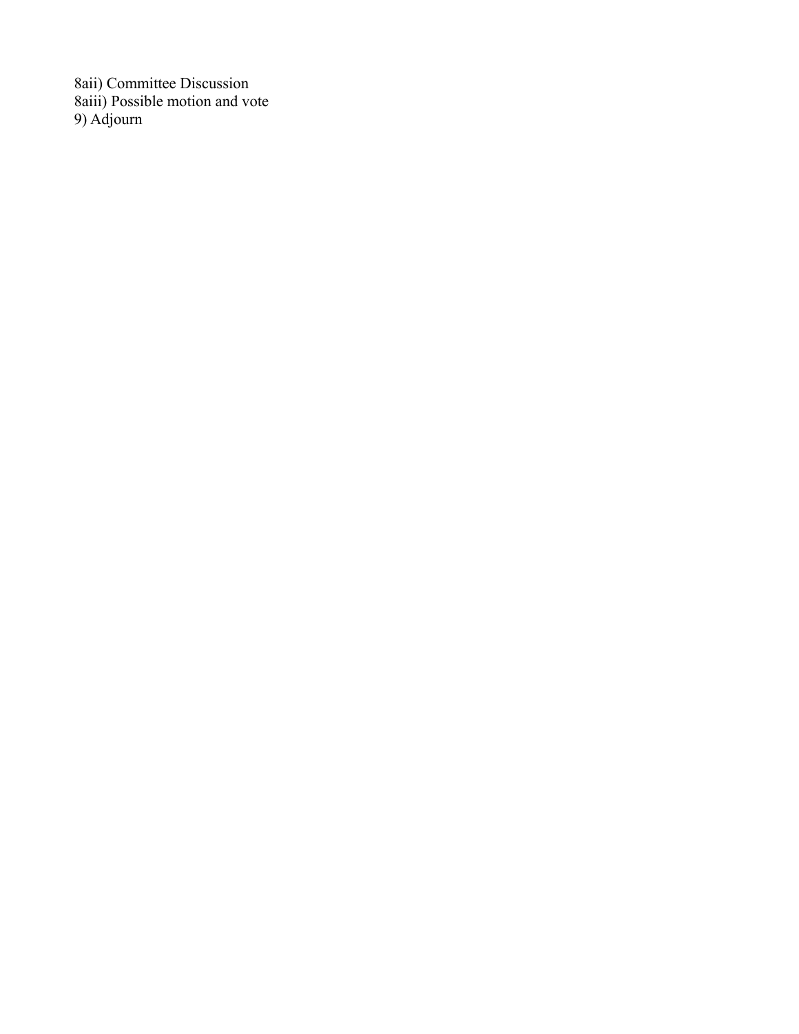8aii) Committee Discussion
8aiii) Possible motion and vote
9) Adjourn